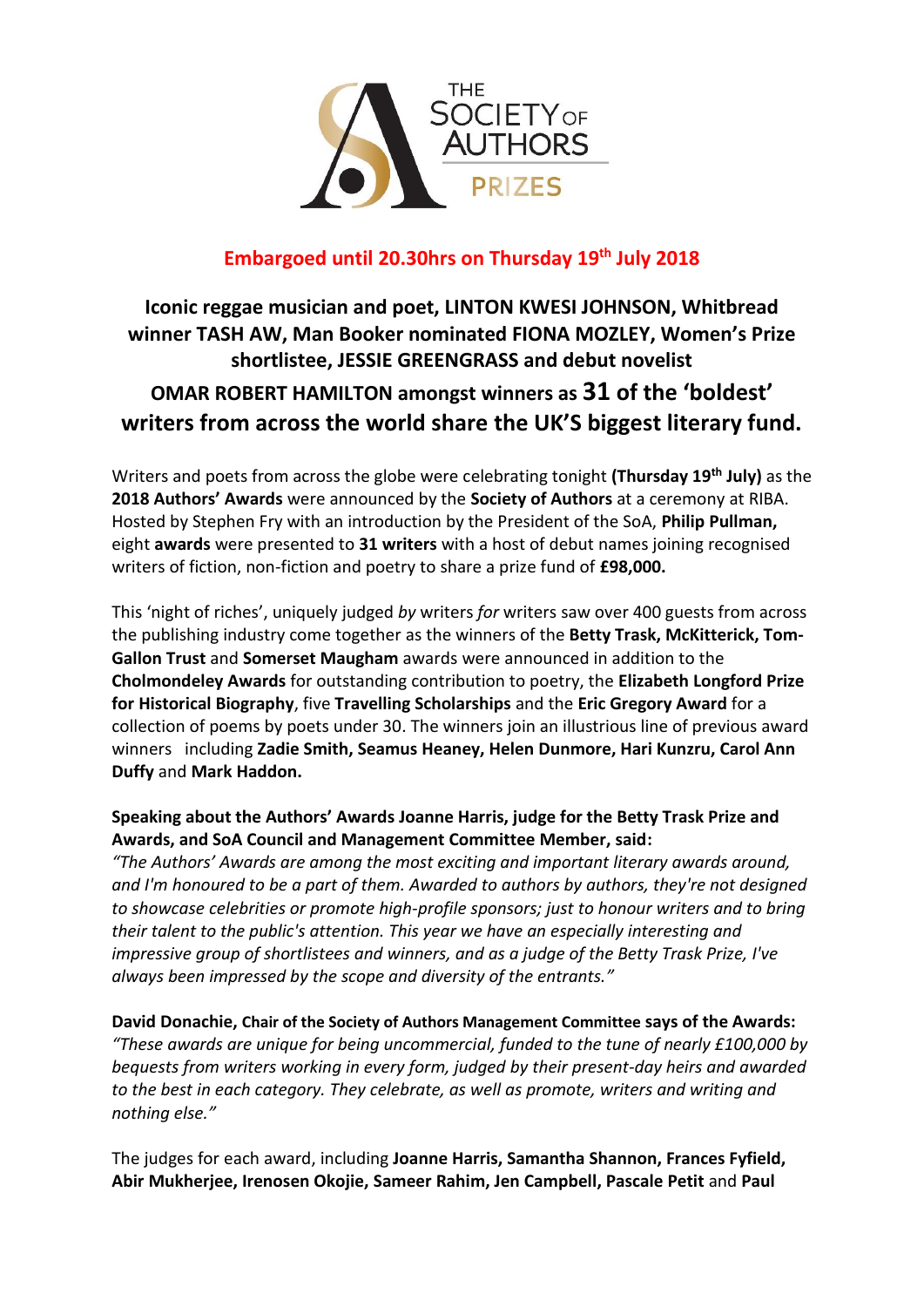THE SOCIETY OF AUTHORS PRIZES

**Embargoed until 20.30hrs on Thursday 19th July 2018**

## Iconic reggae musician and poet, LINTON KWESI JOHNSON, Whitbread winner TASH AW, Man Booker nominated FIONA MOZLEY, Women's Prize shortlistee, JESSIE GREENGRASS and debut novelist OMAR ROBERT HAMILTON amongst winners as 31 of the 'boldest' writers from across the world share the UK'S biggest literary fund.

Writers and poets from across the globe were celebrating tonight **(Thursday 19th July)** as the **2018 Authors' Awards** were announced by the **Society of Authors** at a ceremony at RIBA. Hosted by Stephen Fry with an introduction by the President of the SoA, **Philip Pullman,** eight **awards** were presented to **31 writers** with a host of debut names joining recognised writers of fiction, non-fiction and poetry to share a prize fund of **£98,000.**

This 'night of riches', uniquely judged *by* writers *for* writers saw over 400 guests from across the publishing industry come together as the winners of the **Betty Trask, McKitterick, Tom-Gallon Trust** and **Somerset Maugham** awards were announced in addition to the **Cholmondeley Awards** for outstanding contribution to poetry, the **Elizabeth Longford Prize for Historical Biography**, five **Travelling Scholarships** and the **Eric Gregory Award** for a collection of poems by poets under 30. The winners join an illustrious line of previous award winners including **Zadie Smith, Seamus Heaney, Helen Dunmore, Hari Kunzru, Carol Ann Duffy** and **Mark Haddon.**

**Speaking about the Authors' Awards Joanne Harris, judge for the Betty Trask Prize and Awards, and SoA Council and Management Committee Member, said:**
*"The Authors' Awards are among the most exciting and important literary awards around, and I'm honoured to be a part of them. Awarded to authors by authors, they're not designed to showcase celebrities or promote high-profile sponsors; just to honour writers and to bring their talent to the public's attention. This year we have an especially interesting and impressive group of shortlistees and winners, and as a judge of the Betty Trask Prize, I've always been impressed by the scope and diversity of the entrants."*

**David Donachie, Chair of the Society of Authors Management Committee says of the Awards:**
*"These awards are unique for being uncommercial, funded to the tune of nearly £100,000 by bequests from writers working in every form, judged by their present-day heirs and awarded to the best in each category. They celebrate, as well as promote, writers and writing and nothing else."*

The judges for each award, including **Joanne Harris, Samantha Shannon, Frances Fyfield, Abir Mukherjee, Irenosen Okojie, Sameer Rahim, Jen Campbell, Pascale Petit** and **Paul**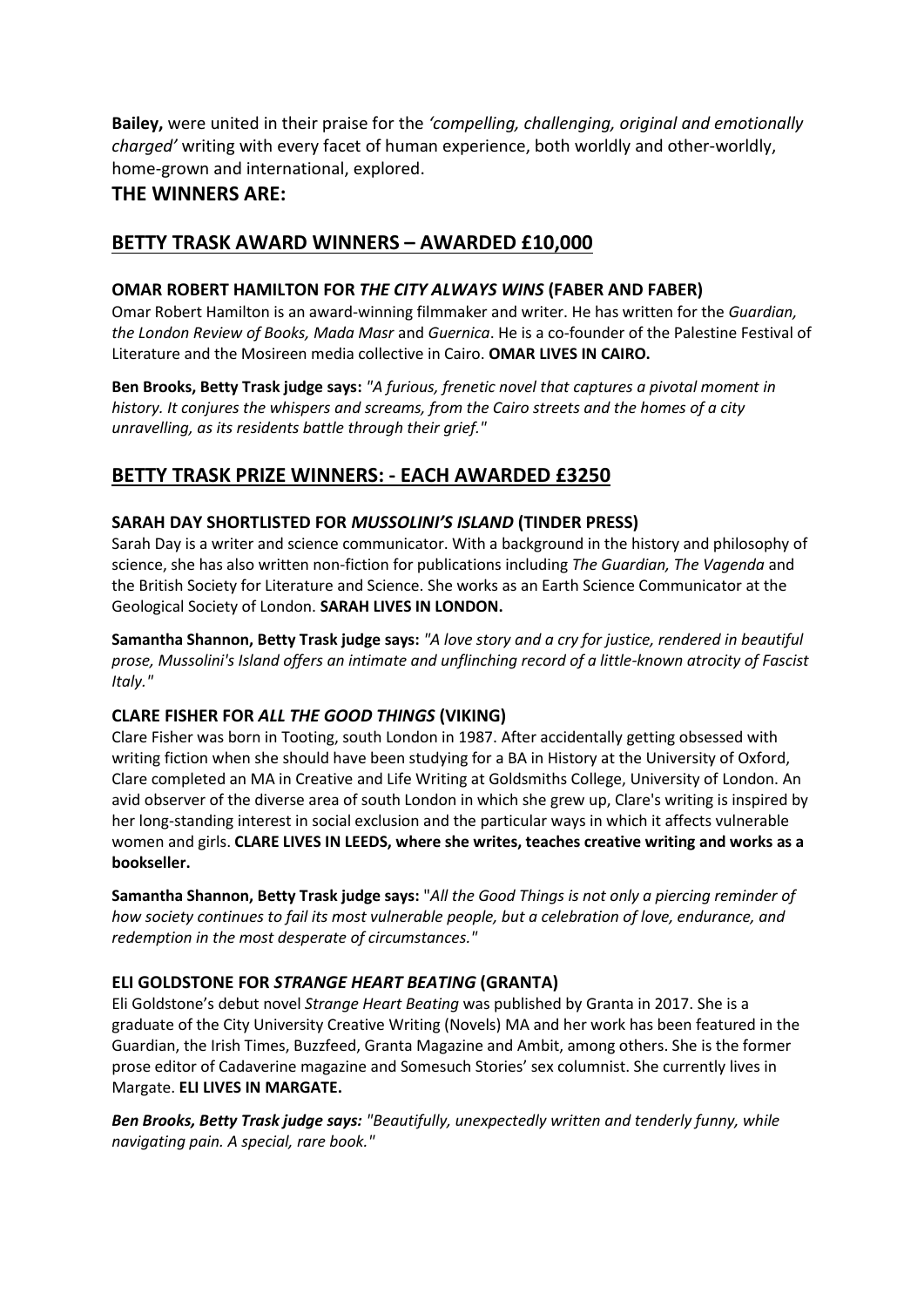**Bailey,** were united in their praise for the *'compelling, challenging, original and emotionally charged'* writing with every facet of human experience, both worldly and other-worldly, home-grown and international, explored.

## THE WINNERS ARE:

## BETTY TRASK AWARD WINNERS – AWARDED £10,000

### OMAR ROBERT HAMILTON FOR *THE CITY ALWAYS WINS* (FABER AND FABER)

Omar Robert Hamilton is an award-winning filmmaker and writer. He has written for the *Guardian, the London Review of Books, Mada Masr* and *Guernica*. He is a co-founder of the Palestine Festival of Literature and the Mosireen media collective in Cairo. **OMAR LIVES IN CAIRO.**

**Ben Brooks, Betty Trask judge says:** *"A furious, frenetic novel that captures a pivotal moment in history. It conjures the whispers and screams, from the Cairo streets and the homes of a city unravelling, as its residents battle through their grief."*

## BETTY TRASK PRIZE WINNERS: - EACH AWARDED £3250

### SARAH DAY SHORTLISTED FOR *MUSSOLINI'S ISLAND* (TINDER PRESS)

Sarah Day is a writer and science communicator. With a background in the history and philosophy of science, she has also written non-fiction for publications including *The Guardian, The Vagenda* and the British Society for Literature and Science. She works as an Earth Science Communicator at the Geological Society of London. **SARAH LIVES IN LONDON.**

**Samantha Shannon, Betty Trask judge says:** *"A love story and a cry for justice, rendered in beautiful prose, Mussolini's Island offers an intimate and unflinching record of a little-known atrocity of Fascist Italy."*

### CLARE FISHER FOR *ALL THE GOOD THINGS* (VIKING)

Clare Fisher was born in Tooting, south London in 1987. After accidentally getting obsessed with writing fiction when she should have been studying for a BA in History at the University of Oxford, Clare completed an MA in Creative and Life Writing at Goldsmiths College, University of London. An avid observer of the diverse area of south London in which she grew up, Clare's writing is inspired by her long-standing interest in social exclusion and the particular ways in which it affects vulnerable women and girls. **CLARE LIVES IN LEEDS, where she writes, teaches creative writing and works as a bookseller.**

**Samantha Shannon, Betty Trask judge says:** "*All the Good Things is not only a piercing reminder of how society continues to fail its most vulnerable people, but a celebration of love, endurance, and redemption in the most desperate of circumstances."*

### ELI GOLDSTONE FOR *STRANGE HEART BEATING* (GRANTA)

Eli Goldstone's debut novel *Strange Heart Beating* was published by Granta in 2017. She is a graduate of the City University Creative Writing (Novels) MA and her work has been featured in the Guardian, the Irish Times, Buzzfeed, Granta Magazine and Ambit, among others. She is the former prose editor of Cadaverine magazine and Somesuch Stories' sex columnist. She currently lives in Margate. **ELI LIVES IN MARGATE.**

***Ben Brooks, Betty Trask judge says:*** *"Beautifully, unexpectedly written and tenderly funny, while navigating pain. A special, rare book."*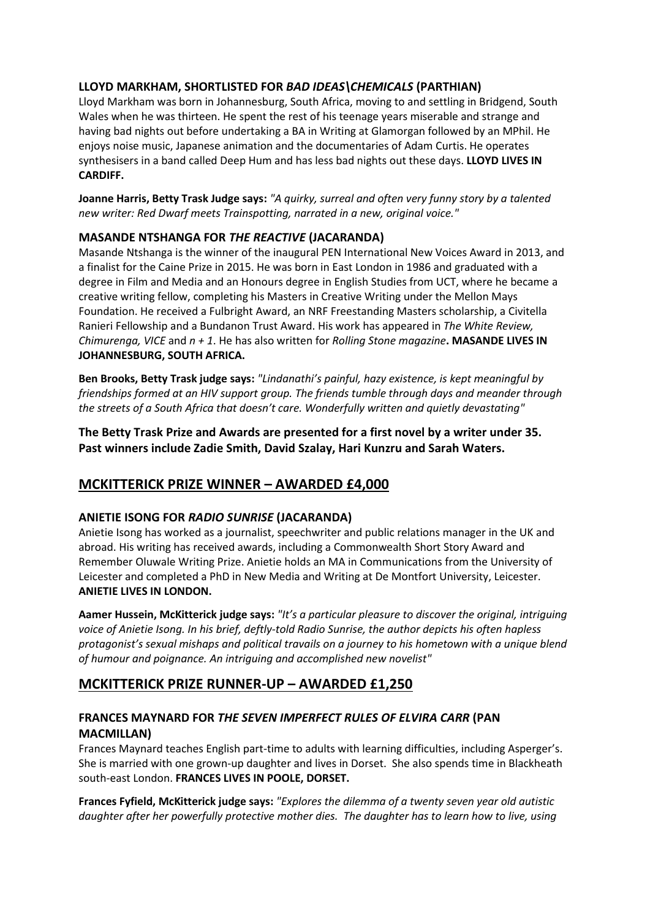### LLOYD MARKHAM, SHORTLISTED FOR *BAD IDEAS\CHEMICALS* (PARTHIAN)

Lloyd Markham was born in Johannesburg, South Africa, moving to and settling in Bridgend, South Wales when he was thirteen. He spent the rest of his teenage years miserable and strange and having bad nights out before undertaking a BA in Writing at Glamorgan followed by an MPhil. He enjoys noise music, Japanese animation and the documentaries of Adam Curtis. He operates synthesisers in a band called Deep Hum and has less bad nights out these days. **LLOYD LIVES IN CARDIFF.**

**Joanne Harris, Betty Trask Judge says:** *"A quirky, surreal and often very funny story by a talented new writer: Red Dwarf meets Trainspotting, narrated in a new, original voice."*

### MASANDE NTSHANGA FOR *THE REACTIVE* (JACARANDA)

Masande Ntshanga is the winner of the inaugural PEN International New Voices Award in 2013, and a finalist for the Caine Prize in 2015. He was born in East London in 1986 and graduated with a degree in Film and Media and an Honours degree in English Studies from UCT, where he became a creative writing fellow, completing his Masters in Creative Writing under the Mellon Mays Foundation. He received a Fulbright Award, an NRF Freestanding Masters scholarship, a Civitella Ranieri Fellowship and a Bundanon Trust Award. His work has appeared in *The White Review, Chimurenga, VICE* and *n + 1*. He has also written for *Rolling Stone magazine*. **MASANDE LIVES IN JOHANNESBURG, SOUTH AFRICA.**

**Ben Brooks, Betty Trask judge says:** *"Lindanathi's painful, hazy existence, is kept meaningful by friendships formed at an HIV support group. The friends tumble through days and meander through the streets of a South Africa that doesn't care. Wonderfully written and quietly devastating"*

**The Betty Trask Prize and Awards are presented for a first novel by a writer under 35. Past winners include Zadie Smith, David Szalay, Hari Kunzru and Sarah Waters.**

## MCKITTERICK PRIZE WINNER – AWARDED £4,000

### ANIETIE ISONG FOR *RADIO SUNRISE* (JACARANDA)

Anietie Isong has worked as a journalist, speechwriter and public relations manager in the UK and abroad. His writing has received awards, including a Commonwealth Short Story Award and Remember Oluwale Writing Prize. Anietie holds an MA in Communications from the University of Leicester and completed a PhD in New Media and Writing at De Montfort University, Leicester. **ANIETIE LIVES IN LONDON.**

**Aamer Hussein, McKitterick judge says:** *"It's a particular pleasure to discover the original, intriguing voice of Anietie Isong. In his brief, deftly-told Radio Sunrise, the author depicts his often hapless protagonist's sexual mishaps and political travails on a journey to his hometown with a unique blend of humour and poignance. An intriguing and accomplished new novelist"*

## MCKITTERICK PRIZE RUNNER-UP – AWARDED £1,250

### FRANCES MAYNARD FOR *THE SEVEN IMPERFECT RULES OF ELVIRA CARR* (PAN MACMILLAN)

Frances Maynard teaches English part-time to adults with learning difficulties, including Asperger's. She is married with one grown-up daughter and lives in Dorset. She also spends time in Blackheath south-east London. **FRANCES LIVES IN POOLE, DORSET.**

**Frances Fyfield, McKitterick judge says:** *"Explores the dilemma of a twenty seven year old autistic daughter after her powerfully protective mother dies. The daughter has to learn how to live, using*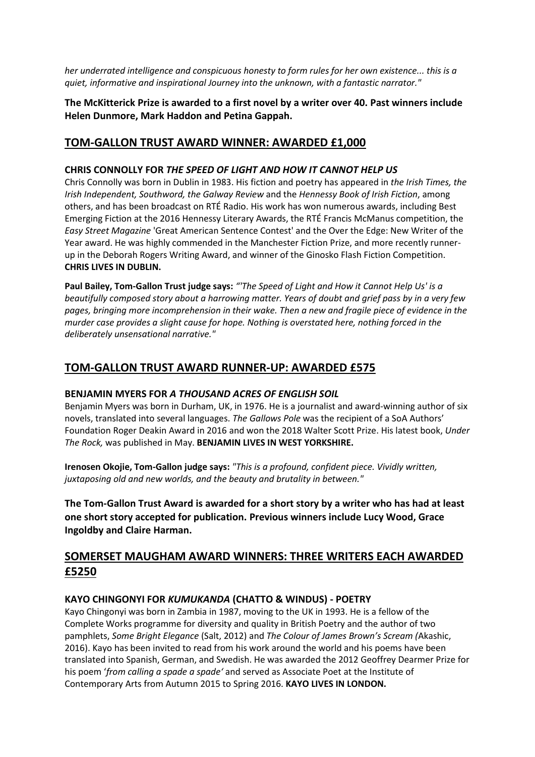*her underrated intelligence and conspicuous honesty to form rules for her own existence... this is a quiet, informative and inspirational Journey into the unknown, with a fantastic narrator."*

**The McKitterick Prize is awarded to a first novel by a writer over 40. Past winners include Helen Dunmore, Mark Haddon and Petina Gappah.**

## TOM-GALLON TRUST AWARD WINNER: AWARDED £1,000

**CHRIS CONNOLLY FOR *THE SPEED OF LIGHT AND HOW IT CANNOT HELP US***

Chris Connolly was born in Dublin in 1983. His fiction and poetry has appeared in *the Irish Times, the Irish Independent, Southword, the Galway Review* and the *Hennessy Book of Irish Fiction*, among others, and has been broadcast on RTÉ Radio. His work has won numerous awards, including Best Emerging Fiction at the 2016 Hennessy Literary Awards, the RTÉ Francis McManus competition, the *Easy Street Magazine* 'Great American Sentence Contest' and the Over the Edge: New Writer of the Year award. He was highly commended in the Manchester Fiction Prize, and more recently runner-up in the Deborah Rogers Writing Award, and winner of the Ginosko Flash Fiction Competition. **CHRIS LIVES IN DUBLIN.**

**Paul Bailey, Tom-Gallon Trust judge says:** *"'The Speed of Light and How it Cannot Help Us' is a beautifully composed story about a harrowing matter. Years of doubt and grief pass by in a very few pages, bringing more incomprehension in their wake. Then a new and fragile piece of evidence in the murder case provides a slight cause for hope. Nothing is overstated here, nothing forced in the deliberately unsensational narrative."*

## TOM-GALLON TRUST AWARD RUNNER-UP: AWARDED £575

**BENJAMIN MYERS FOR *A THOUSAND ACRES OF ENGLISH SOIL***

Benjamin Myers was born in Durham, UK, in 1976. He is a journalist and award-winning author of six novels, translated into several languages. *The Gallows Pole* was the recipient of a SoA Authors' Foundation Roger Deakin Award in 2016 and won the 2018 Walter Scott Prize. His latest book, *Under The Rock,* was published in May. **BENJAMIN LIVES IN WEST YORKSHIRE.**

**Irenosen Okojie, Tom-Gallon judge says:** *"This is a profound, confident piece. Vividly written, juxtaposing old and new worlds, and the beauty and brutality in between."*

**The Tom-Gallon Trust Award is awarded for a short story by a writer who has had at least one short story accepted for publication. Previous winners include Lucy Wood, Grace Ingoldby and Claire Harman.**

## SOMERSET MAUGHAM AWARD WINNERS: THREE WRITERS EACH AWARDED £5250

**KAYO CHINGONYI FOR *KUMUKANDA* (CHATTO & WINDUS) - POETRY**

Kayo Chingonyi was born in Zambia in 1987, moving to the UK in 1993. He is a fellow of the Complete Works programme for diversity and quality in British Poetry and the author of two pamphlets, *Some Bright Elegance* (Salt, 2012) and *The Colour of James Brown's Scream (*Akashic, 2016). Kayo has been invited to read from his work around the world and his poems have been translated into Spanish, German, and Swedish. He was awarded the 2012 Geoffrey Dearmer Prize for his poem '*from calling a spade a spade'* and served as Associate Poet at the Institute of Contemporary Arts from Autumn 2015 to Spring 2016. **KAYO LIVES IN LONDON.**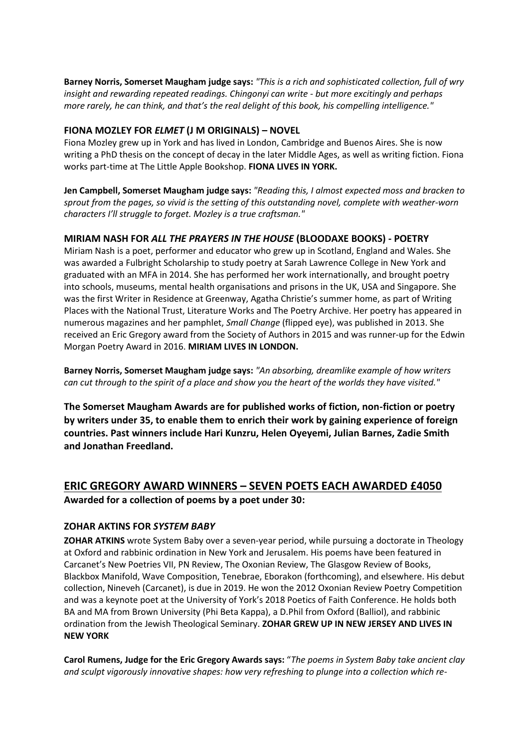**Barney Norris, Somerset Maugham judge says:** *"This is a rich and sophisticated collection, full of wry insight and rewarding repeated readings. Chingonyi can write - but more excitingly and perhaps more rarely, he can think, and that's the real delight of this book, his compelling intelligence."*

### FIONA MOZLEY FOR *ELMET* (J M ORIGINALS) – NOVEL

Fiona Mozley grew up in York and has lived in London, Cambridge and Buenos Aires. She is now writing a PhD thesis on the concept of decay in the later Middle Ages, as well as writing fiction. Fiona works part-time at The Little Apple Bookshop. **FIONA LIVES IN YORK.**

**Jen Campbell, Somerset Maugham judge says:** *"Reading this, I almost expected moss and bracken to sprout from the pages, so vivid is the setting of this outstanding novel, complete with weather-worn characters I'll struggle to forget. Mozley is a true craftsman."*

### MIRIAM NASH FOR *ALL THE PRAYERS IN THE HOUSE* (BLOODAXE BOOKS) - POETRY

Miriam Nash is a poet, performer and educator who grew up in Scotland, England and Wales. She was awarded a Fulbright Scholarship to study poetry at Sarah Lawrence College in New York and graduated with an MFA in 2014. She has performed her work internationally, and brought poetry into schools, museums, mental health organisations and prisons in the UK, USA and Singapore. She was the first Writer in Residence at Greenway, Agatha Christie's summer home, as part of Writing Places with the National Trust, Literature Works and The Poetry Archive. Her poetry has appeared in numerous magazines and her pamphlet, *Small Change* (flipped eye), was published in 2013. She received an Eric Gregory award from the Society of Authors in 2015 and was runner-up for the Edwin Morgan Poetry Award in 2016. **MIRIAM LIVES IN LONDON.**

**Barney Norris, Somerset Maugham judge says:** *"An absorbing, dreamlike example of how writers can cut through to the spirit of a place and show you the heart of the worlds they have visited."*

**The Somerset Maugham Awards are for published works of fiction, non-fiction or poetry by writers under 35, to enable them to enrich their work by gaining experience of foreign countries. Past winners include Hari Kunzru, Helen Oyeyemi, Julian Barnes, Zadie Smith and Jonathan Freedland.**

## ERIC GREGORY AWARD WINNERS – SEVEN POETS EACH AWARDED £4050

**Awarded for a collection of poems by a poet under 30:**

### ZOHAR AKTINS FOR *SYSTEM BABY*

**ZOHAR ATKINS** wrote System Baby over a seven-year period, while pursuing a doctorate in Theology at Oxford and rabbinic ordination in New York and Jerusalem. His poems have been featured in Carcanet's New Poetries VII, PN Review, The Oxonian Review, The Glasgow Review of Books, Blackbox Manifold, Wave Composition, Tenebrae, Eborakon (forthcoming), and elsewhere. His debut collection, Nineveh (Carcanet), is due in 2019. He won the 2012 Oxonian Review Poetry Competition and was a keynote poet at the University of York's 2018 Poetics of Faith Conference. He holds both BA and MA from Brown University (Phi Beta Kappa), a D.Phil from Oxford (Balliol), and rabbinic ordination from the Jewish Theological Seminary. **ZOHAR GREW UP IN NEW JERSEY AND LIVES IN NEW YORK**

**Carol Rumens, Judge for the Eric Gregory Awards says:** "*The poems in System Baby take ancient clay and sculpt vigorously innovative shapes: how very refreshing to plunge into a collection which re-*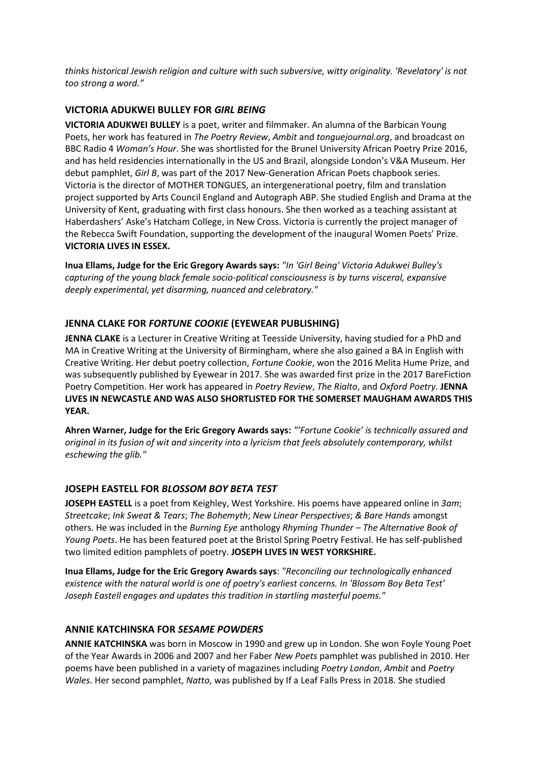*thinks historical Jewish religion and culture with such subversive, witty originality. 'Revelatory' is not too strong a word."*

### VICTORIA ADUKWEI BULLEY FOR *GIRL BEING*

**VICTORIA ADUKWEI BULLEY** is a poet, writer and filmmaker. An alumna of the Barbican Young Poets, her work has featured in *The Poetry Review*, *Ambit* and *tonguejournal.org*, and broadcast on BBC Radio 4 *Woman's Hour*. She was shortlisted for the Brunel University African Poetry Prize 2016, and has held residencies internationally in the US and Brazil, alongside London's V&A Museum. Her debut pamphlet, *Girl B*, was part of the 2017 New-Generation African Poets chapbook series. Victoria is the director of MOTHER TONGUES, an intergenerational poetry, film and translation project supported by Arts Council England and Autograph ABP. She studied English and Drama at the University of Kent, graduating with first class honours. She then worked as a teaching assistant at Haberdashers' Aske's Hatcham College, in New Cross. Victoria is currently the project manager of the Rebecca Swift Foundation, supporting the development of the inaugural Women Poets' Prize. **VICTORIA LIVES IN ESSEX.**

**Inua Ellams, Judge for the Eric Gregory Awards says:** *"In 'Girl Being' Victoria Adukwei Bulley's capturing of the young black female socio-political consciousness is by turns visceral, expansive deeply experimental, yet disarming, nuanced and celebratory."*

### JENNA CLAKE FOR *FORTUNE COOKIE* (EYEWEAR PUBLISHING)

**JENNA CLAKE** is a Lecturer in Creative Writing at Teesside University, having studied for a PhD and MA in Creative Writing at the University of Birmingham, where she also gained a BA in English with Creative Writing. Her debut poetry collection, *Fortune Cookie*, won the 2016 Melita Hume Prize, and was subsequently published by Eyewear in 2017. She was awarded first prize in the 2017 BareFiction Poetry Competition. Her work has appeared in *Poetry Review*, *The Rialto*, and *Oxford Poetry*. **JENNA LIVES IN NEWCASTLE AND WAS ALSO SHORTLISTED FOR THE SOMERSET MAUGHAM AWARDS THIS YEAR.**

**Ahren Warner, Judge for the Eric Gregory Awards says:** *"'Fortune Cookie' is technically assured and original in its fusion of wit and sincerity into a lyricism that feels absolutely contemporary, whilst eschewing the glib."*

### JOSEPH EASTELL FOR *BLOSSOM BOY BETA TEST*

**JOSEPH EASTELL** is a poet from Keighley, West Yorkshire. His poems have appeared online in *3am*; *Streetcake*; *Ink Sweat & Tears*; *The Bohemyth*; *New Linear Perspectives*; *& Bare Hands* amongst others. He was included in the *Burning Eye* anthology *Rhyming Thunder – The Alternative Book of Young Poets*. He has been featured poet at the Bristol Spring Poetry Festival. He has self-published two limited edition pamphlets of poetry. **JOSEPH LIVES IN WEST YORKSHIRE.**

**Inua Ellams, Judge for the Eric Gregory Awards says**: *"Reconciling our technologically enhanced existence with the natural world is one of poetry's earliest concerns. In 'Blossom Boy Beta Test' Joseph Eastell engages and updates this tradition in startling masterful poems."*

### ANNIE KATCHINSKA FOR *SESAME POWDERS*

**ANNIE KATCHINSKA** was born in Moscow in 1990 and grew up in London. She won Foyle Young Poet of the Year Awards in 2006 and 2007 and her Faber *New Poets* pamphlet was published in 2010. Her poems have been published in a variety of magazines including *Poetry London*, *Ambit* and *Poetry Wales*. Her second pamphlet, *Natto*, was published by If a Leaf Falls Press in 2018. She studied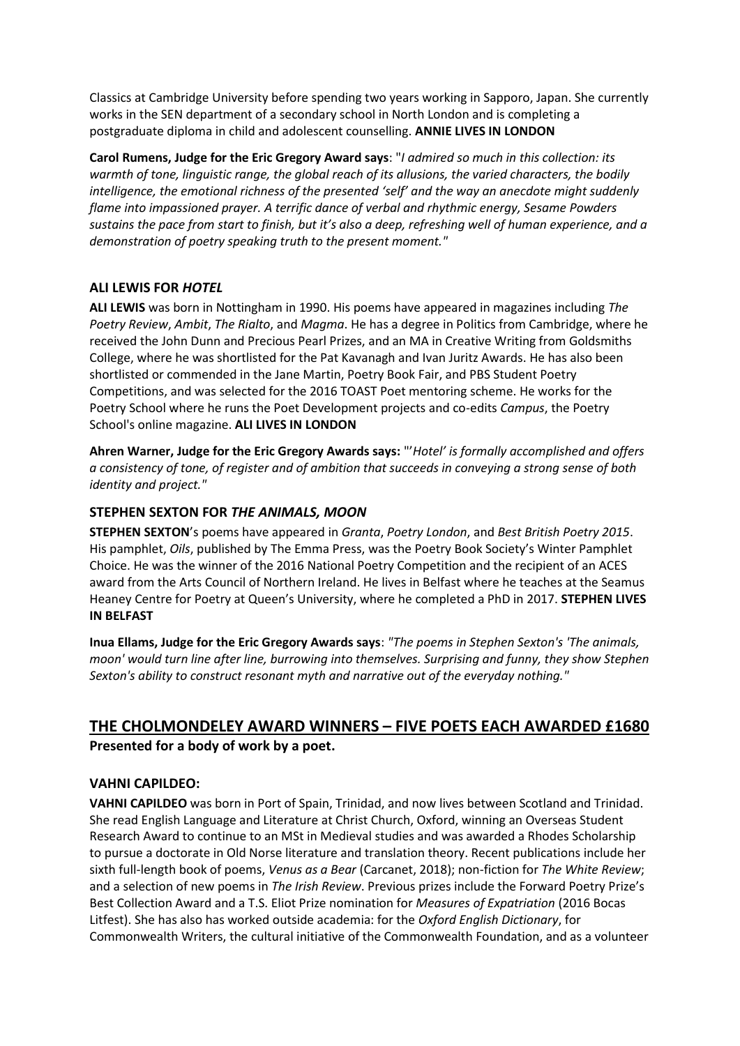Classics at Cambridge University before spending two years working in Sapporo, Japan. She currently works in the SEN department of a secondary school in North London and is completing a postgraduate diploma in child and adolescent counselling. **ANNIE LIVES IN LONDON**

**Carol Rumens, Judge for the Eric Gregory Award says**: "*I admired so much in this collection: its warmth of tone, linguistic range, the global reach of its allusions, the varied characters, the bodily intelligence, the emotional richness of the presented 'self' and the way an anecdote might suddenly flame into impassioned prayer. A terrific dance of verbal and rhythmic energy, Sesame Powders sustains the pace from start to finish, but it's also a deep, refreshing well of human experience, and a demonstration of poetry speaking truth to the present moment."*

### ALI LEWIS FOR *HOTEL*

**ALI LEWIS** was born in Nottingham in 1990. His poems have appeared in magazines including *The Poetry Review*, *Ambit*, *The Rialto*, and *Magma*. He has a degree in Politics from Cambridge, where he received the John Dunn and Precious Pearl Prizes, and an MA in Creative Writing from Goldsmiths College, where he was shortlisted for the Pat Kavanagh and Ivan Juritz Awards. He has also been shortlisted or commended in the Jane Martin, Poetry Book Fair, and PBS Student Poetry Competitions, and was selected for the 2016 TOAST Poet mentoring scheme. He works for the Poetry School where he runs the Poet Development projects and co-edits *Campus*, the Poetry School's online magazine. **ALI LIVES IN LONDON**

**Ahren Warner, Judge for the Eric Gregory Awards says:** "'*Hotel' is formally accomplished and offers a consistency of tone, of register and of ambition that succeeds in conveying a strong sense of both identity and project."*

### STEPHEN SEXTON FOR *THE ANIMALS, MOON*

**STEPHEN SEXTON**'s poems have appeared in *Granta*, *Poetry London*, and *Best British Poetry 2015*. His pamphlet, *Oils*, published by The Emma Press, was the Poetry Book Society's Winter Pamphlet Choice. He was the winner of the 2016 National Poetry Competition and the recipient of an ACES award from the Arts Council of Northern Ireland. He lives in Belfast where he teaches at the Seamus Heaney Centre for Poetry at Queen's University, where he completed a PhD in 2017. **STEPHEN LIVES IN BELFAST**

**Inua Ellams, Judge for the Eric Gregory Awards says**: *"The poems in Stephen Sexton's 'The animals, moon' would turn line after line, burrowing into themselves. Surprising and funny, they show Stephen Sexton's ability to construct resonant myth and narrative out of the everyday nothing."*

## THE CHOLMONDELEY AWARD WINNERS – FIVE POETS EACH AWARDED £1680

**Presented for a body of work by a poet.**

### VAHNI CAPILDEO:

**VAHNI CAPILDEO** was born in Port of Spain, Trinidad, and now lives between Scotland and Trinidad. She read English Language and Literature at Christ Church, Oxford, winning an Overseas Student Research Award to continue to an MSt in Medieval studies and was awarded a Rhodes Scholarship to pursue a doctorate in Old Norse literature and translation theory. Recent publications include her sixth full-length book of poems, *Venus as a Bear* (Carcanet, 2018); non-fiction for *The White Review*; and a selection of new poems in *The Irish Review*. Previous prizes include the Forward Poetry Prize's Best Collection Award and a T.S. Eliot Prize nomination for *Measures of Expatriation* (2016 Bocas Litfest). She has also has worked outside academia: for the *Oxford English Dictionary*, for Commonwealth Writers, the cultural initiative of the Commonwealth Foundation, and as a volunteer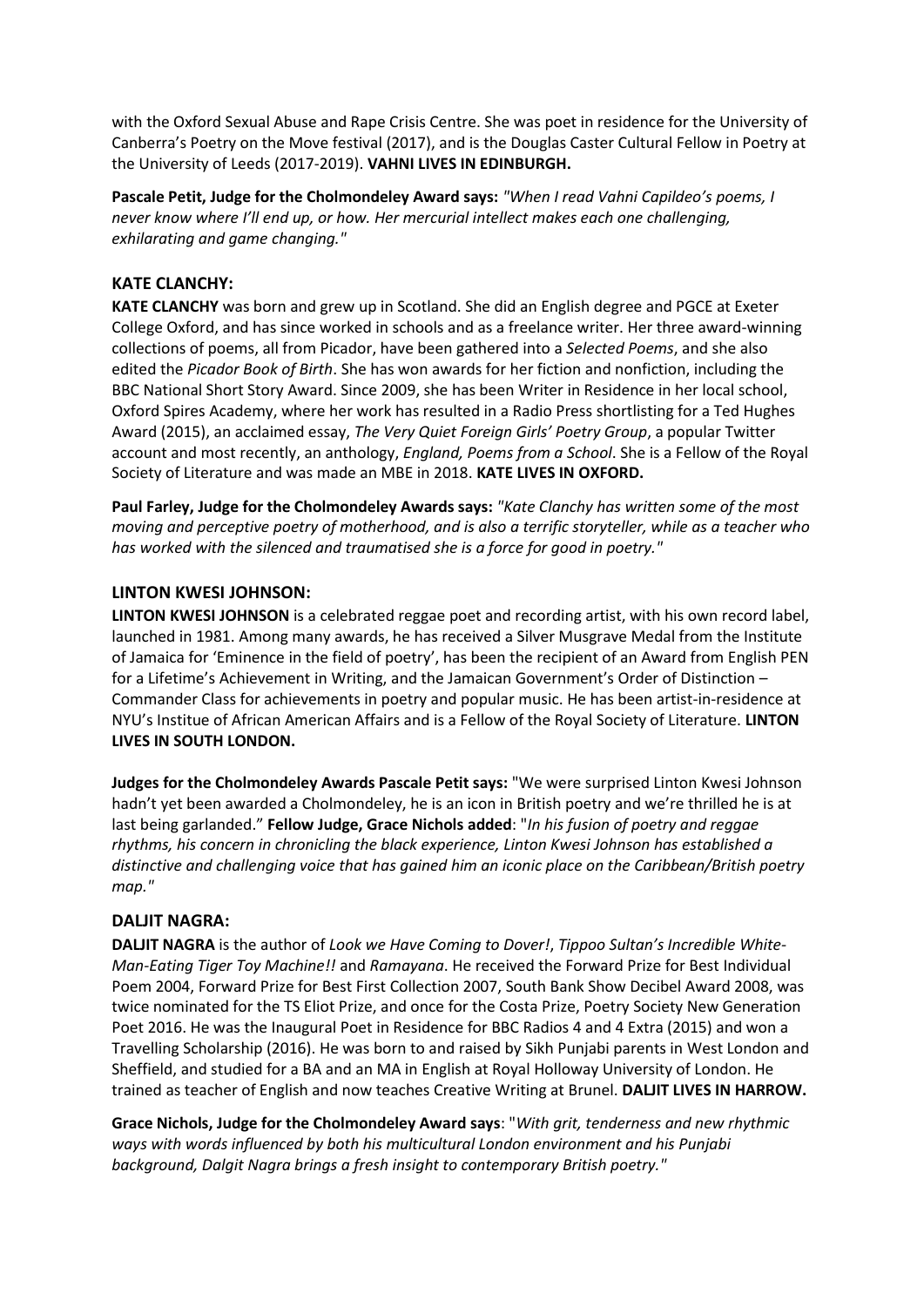with the Oxford Sexual Abuse and Rape Crisis Centre. She was poet in residence for the University of Canberra's Poetry on the Move festival (2017), and is the Douglas Caster Cultural Fellow in Poetry at the University of Leeds (2017-2019). **VAHNI LIVES IN EDINBURGH.**

**Pascale Petit, Judge for the Cholmondeley Award says:** *"When I read Vahni Capildeo's poems, I never know where I'll end up, or how. Her mercurial intellect makes each one challenging, exhilarating and game changing."*

## KATE CLANCHY:

**KATE CLANCHY** was born and grew up in Scotland. She did an English degree and PGCE at Exeter College Oxford, and has since worked in schools and as a freelance writer. Her three award-winning collections of poems, all from Picador, have been gathered into a *Selected Poems*, and she also edited the *Picador Book of Birth*. She has won awards for her fiction and nonfiction, including the BBC National Short Story Award. Since 2009, she has been Writer in Residence in her local school, Oxford Spires Academy, where her work has resulted in a Radio Press shortlisting for a Ted Hughes Award (2015), an acclaimed essay, *The Very Quiet Foreign Girls' Poetry Group*, a popular Twitter account and most recently, an anthology, *England, Poems from a School*. She is a Fellow of the Royal Society of Literature and was made an MBE in 2018. **KATE LIVES IN OXFORD.**

**Paul Farley, Judge for the Cholmondeley Awards says:** *"Kate Clanchy has written some of the most moving and perceptive poetry of motherhood, and is also a terrific storyteller, while as a teacher who has worked with the silenced and traumatised she is a force for good in poetry."*

## LINTON KWESI JOHNSON:

**LINTON KWESI JOHNSON** is a celebrated reggae poet and recording artist, with his own record label, launched in 1981. Among many awards, he has received a Silver Musgrave Medal from the Institute of Jamaica for 'Eminence in the field of poetry', has been the recipient of an Award from English PEN for a Lifetime's Achievement in Writing, and the Jamaican Government's Order of Distinction – Commander Class for achievements in poetry and popular music. He has been artist-in-residence at NYU's Institue of African American Affairs and is a Fellow of the Royal Society of Literature. **LINTON LIVES IN SOUTH LONDON.**

**Judges for the Cholmondeley Awards Pascale Petit says:** "We were surprised Linton Kwesi Johnson hadn't yet been awarded a Cholmondeley, he is an icon in British poetry and we're thrilled he is at last being garlanded." **Fellow Judge, Grace Nichols added**: "*In his fusion of poetry and reggae rhythms, his concern in chronicling the black experience, Linton Kwesi Johnson has established a distinctive and challenging voice that has gained him an iconic place on the Caribbean/British poetry map."*

## DALJIT NAGRA:

**DALJIT NAGRA** is the author of *Look we Have Coming to Dover!*, *Tippoo Sultan's Incredible White-Man-Eating Tiger Toy Machine!!* and *Ramayana*. He received the Forward Prize for Best Individual Poem 2004, Forward Prize for Best First Collection 2007, South Bank Show Decibel Award 2008, was twice nominated for the TS Eliot Prize, and once for the Costa Prize, Poetry Society New Generation Poet 2016. He was the Inaugural Poet in Residence for BBC Radios 4 and 4 Extra (2015) and won a Travelling Scholarship (2016). He was born to and raised by Sikh Punjabi parents in West London and Sheffield, and studied for a BA and an MA in English at Royal Holloway University of London. He trained as teacher of English and now teaches Creative Writing at Brunel. **DALJIT LIVES IN HARROW.**

**Grace Nichols, Judge for the Cholmondeley Award says**: "*With grit, tenderness and new rhythmic ways with words influenced by both his multicultural London environment and his Punjabi background, Dalgit Nagra brings a fresh insight to contemporary British poetry."*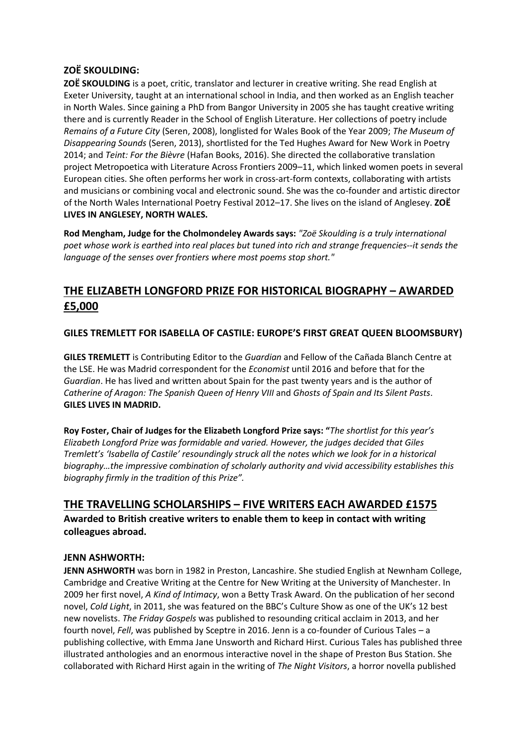**ZOË SKOULDING:**

**ZOË SKOULDING** is a poet, critic, translator and lecturer in creative writing. She read English at Exeter University, taught at an international school in India, and then worked as an English teacher in North Wales. Since gaining a PhD from Bangor University in 2005 she has taught creative writing there and is currently Reader in the School of English Literature. Her collections of poetry include *Remains of a Future City* (Seren, 2008), longlisted for Wales Book of the Year 2009; *The Museum of Disappearing Sounds* (Seren, 2013), shortlisted for the Ted Hughes Award for New Work in Poetry 2014; and *Teint: For the Bièvre* (Hafan Books, 2016). She directed the collaborative translation project Metropoetica with Literature Across Frontiers 2009–11, which linked women poets in several European cities. She often performs her work in cross-art-form contexts, collaborating with artists and musicians or combining vocal and electronic sound. She was the co-founder and artistic director of the North Wales International Poetry Festival 2012–17. She lives on the island of Anglesey. **ZOË LIVES IN ANGLESEY, NORTH WALES.**

**Rod Mengham, Judge for the Cholmondeley Awards says:** *"Zoë Skoulding is a truly international poet whose work is earthed into real places but tuned into rich and strange frequencies--it sends the language of the senses over frontiers where most poems stop short."*

## THE ELIZABETH LONGFORD PRIZE FOR HISTORICAL BIOGRAPHY – AWARDED £5,000

**GILES TREMLETT FOR ISABELLA OF CASTILE: EUROPE'S FIRST GREAT QUEEN BLOOMSBURY)**

**GILES TREMLETT** is Contributing Editor to the *Guardian* and Fellow of the Cañada Blanch Centre at the LSE. He was Madrid correspondent for the *Economist* until 2016 and before that for the *Guardian*. He has lived and written about Spain for the past twenty years and is the author of *Catherine of Aragon: The Spanish Queen of Henry VIII* and *Ghosts of Spain and Its Silent Pasts*. **GILES LIVES IN MADRID.**

**Roy Foster, Chair of Judges for the Elizabeth Longford Prize says: "***The shortlist for this year's Elizabeth Longford Prize was formidable and varied. However, the judges decided that Giles Tremlett's 'Isabella of Castile' resoundingly struck all the notes which we look for in a historical biography…the impressive combination of scholarly authority and vivid accessibility establishes this biography firmly in the tradition of this Prize".*

## THE TRAVELLING SCHOLARSHIPS – FIVE WRITERS EACH AWARDED £1575

**Awarded to British creative writers to enable them to keep in contact with writing colleagues abroad.**

**JENN ASHWORTH:**

**JENN ASHWORTH** was born in 1982 in Preston, Lancashire. She studied English at Newnham College, Cambridge and Creative Writing at the Centre for New Writing at the University of Manchester. In 2009 her first novel, *A Kind of Intimacy*, won a Betty Trask Award. On the publication of her second novel, *Cold Light*, in 2011, she was featured on the BBC's Culture Show as one of the UK's 12 best new novelists. *The Friday Gospels* was published to resounding critical acclaim in 2013, and her fourth novel, *Fell*, was published by Sceptre in 2016. Jenn is a co-founder of Curious Tales – a publishing collective, with Emma Jane Unsworth and Richard Hirst. Curious Tales has published three illustrated anthologies and an enormous interactive novel in the shape of Preston Bus Station. She collaborated with Richard Hirst again in the writing of *The Night Visitors*, a horror novella published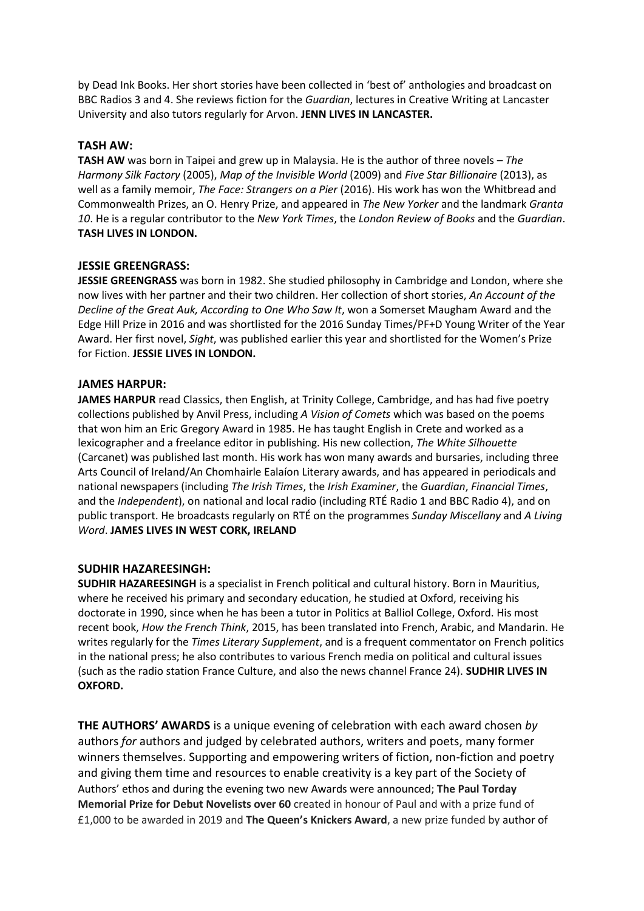by Dead Ink Books. Her short stories have been collected in 'best of' anthologies and broadcast on BBC Radios 3 and 4. She reviews fiction for the *Guardian*, lectures in Creative Writing at Lancaster University and also tutors regularly for Arvon. **JENN LIVES IN LANCASTER.**

### TASH AW:

**TASH AW** was born in Taipei and grew up in Malaysia. He is the author of three novels – *The Harmony Silk Factory* (2005), *Map of the Invisible World* (2009) and *Five Star Billionaire* (2013), as well as a family memoir, *The Face: Strangers on a Pier* (2016). His work has won the Whitbread and Commonwealth Prizes, an O. Henry Prize, and appeared in *The New Yorker* and the landmark *Granta 10*. He is a regular contributor to the *New York Times*, the *London Review of Books* and the *Guardian*. **TASH LIVES IN LONDON.**

### JESSIE GREENGRASS:

**JESSIE GREENGRASS** was born in 1982. She studied philosophy in Cambridge and London, where she now lives with her partner and their two children. Her collection of short stories, *An Account of the Decline of the Great Auk, According to One Who Saw It*, won a Somerset Maugham Award and the Edge Hill Prize in 2016 and was shortlisted for the 2016 Sunday Times/PF+D Young Writer of the Year Award. Her first novel, *Sight*, was published earlier this year and shortlisted for the Women's Prize for Fiction. **JESSIE LIVES IN LONDON.**

### JAMES HARPUR:

**JAMES HARPUR** read Classics, then English, at Trinity College, Cambridge, and has had five poetry collections published by Anvil Press, including *A Vision of Comets* which was based on the poems that won him an Eric Gregory Award in 1985. He has taught English in Crete and worked as a lexicographer and a freelance editor in publishing. His new collection, *The White Silhouette* (Carcanet) was published last month. His work has won many awards and bursaries, including three Arts Council of Ireland/An Chomhairle Ealaíon Literary awards, and has appeared in periodicals and national newspapers (including *The Irish Times*, the *Irish Examiner*, the *Guardian*, *Financial Times*, and the *Independent*), on national and local radio (including RTÉ Radio 1 and BBC Radio 4), and on public transport. He broadcasts regularly on RTÉ on the programmes *Sunday Miscellany* and *A Living Word*. **JAMES LIVES IN WEST CORK, IRELAND**

### SUDHIR HAZAREESINGH:

**SUDHIR HAZAREESINGH** is a specialist in French political and cultural history. Born in Mauritius, where he received his primary and secondary education, he studied at Oxford, receiving his doctorate in 1990, since when he has been a tutor in Politics at Balliol College, Oxford. His most recent book, *How the French Think*, 2015, has been translated into French, Arabic, and Mandarin. He writes regularly for the *Times Literary Supplement*, and is a frequent commentator on French politics in the national press; he also contributes to various French media on political and cultural issues (such as the radio station France Culture, and also the news channel France 24). **SUDHIR LIVES IN OXFORD.**

**THE AUTHORS' AWARDS** is a unique evening of celebration with each award chosen *by* authors *for* authors and judged by celebrated authors, writers and poets, many former winners themselves. Supporting and empowering writers of fiction, non-fiction and poetry and giving them time and resources to enable creativity is a key part of the Society of Authors' ethos and during the evening two new Awards were announced; **The Paul Torday Memorial Prize for Debut Novelists over 60** created in honour of Paul and with a prize fund of £1,000 to be awarded in 2019 and **The Queen's Knickers Award**, a new prize funded by author of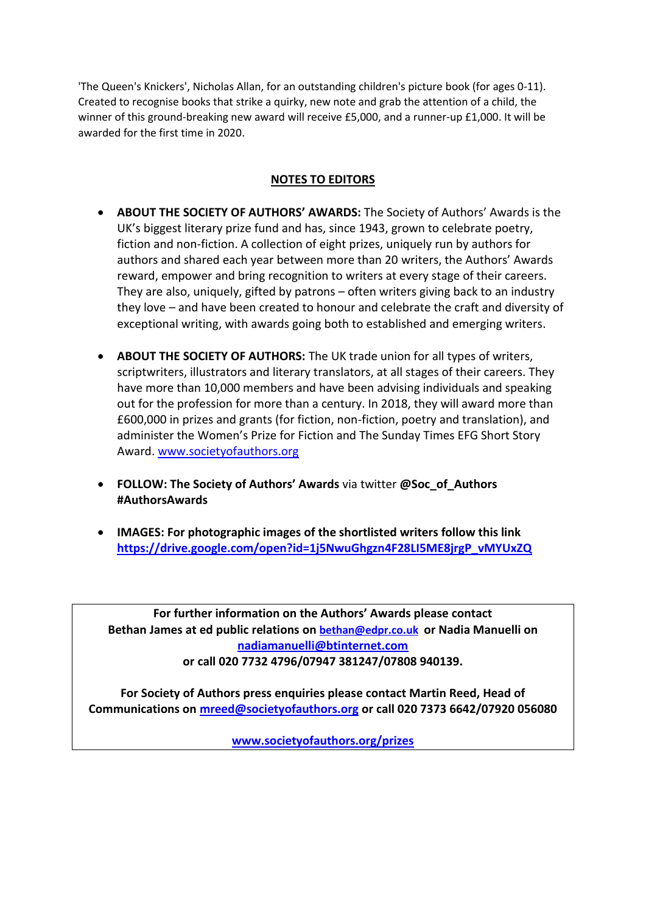'The Queen's Knickers', Nicholas Allan, for an outstanding children's picture book (for ages 0-11). Created to recognise books that strike a quirky, new note and grab the attention of a child, the winner of this ground-breaking new award will receive £5,000, and a runner-up £1,000. It will be awarded for the first time in 2020.

## NOTES TO EDITORS

- **ABOUT THE SOCIETY OF AUTHORS' AWARDS:** The Society of Authors' Awards is the UK's biggest literary prize fund and has, since 1943, grown to celebrate poetry, fiction and non-fiction. A collection of eight prizes, uniquely run by authors for authors and shared each year between more than 20 writers, the Authors' Awards reward, empower and bring recognition to writers at every stage of their careers. They are also, uniquely, gifted by patrons – often writers giving back to an industry they love – and have been created to honour and celebrate the craft and diversity of exceptional writing, with awards going both to established and emerging writers.

- **ABOUT THE SOCIETY OF AUTHORS:** The UK trade union for all types of writers, scriptwriters, illustrators and literary translators, at all stages of their careers. They have more than 10,000 members and have been advising individuals and speaking out for the profession for more than a century. In 2018, they will award more than £600,000 in prizes and grants (for fiction, non-fiction, poetry and translation), and administer the Women's Prize for Fiction and The Sunday Times EFG Short Story Award. www.societyofauthors.org

- **FOLLOW: The Society of Authors' Awards** via twitter **@Soc_of_Authors #AuthorsAwards**

- **IMAGES: For photographic images of the shortlisted writers follow this link https://drive.google.com/open?id=1j5NwuGhgzn4F28LI5ME8jrgP_vMYUxZQ**

**For further information on the Authors' Awards please contact Bethan James at ed public relations on bethan@edpr.co.uk or Nadia Manuelli on nadiamanuelli@btinternet.com or call 020 7732 4796/07947 381247/07808 940139.**

**For Society of Authors press enquiries please contact Martin Reed, Head of Communications on mreed@societyofauthors.org or call 020 7373 6642/07920 056080**

**www.societyofauthors.org/prizes**